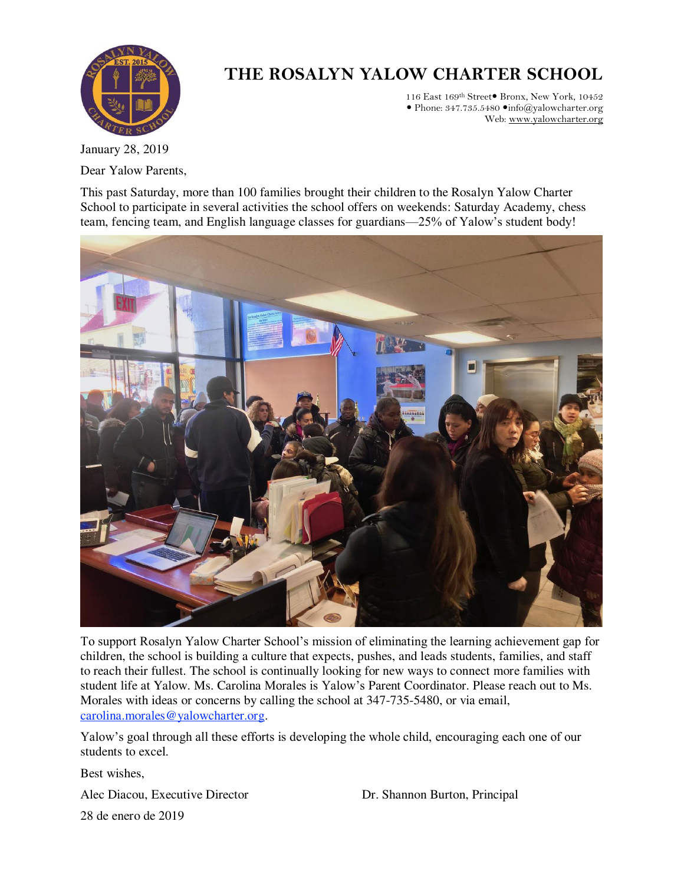# THE ROSALYN YALOW CHARTER SCHOOL

116 East 169th Street• Bronx, New York, 10452
• Phone: 347.735.5480 •info@yalowcharter.org
Web: www.yalowcharter.org

January 28, 2019

Dear Yalow Parents,

This past Saturday, more than 100 families brought their children to the Rosalyn Yalow Charter School to participate in several activities the school offers on weekends: Saturday Academy, chess team, fencing team, and English language classes for guardians—25% of Yalow's student body!

To support Rosalyn Yalow Charter School's mission of eliminating the learning achievement gap for children, the school is building a culture that expects, pushes, and leads students, families, and staff to reach their fullest. The school is continually looking for new ways to connect more families with student life at Yalow. Ms. Carolina Morales is Yalow's Parent Coordinator. Please reach out to Ms. Morales with ideas or concerns by calling the school at 347-735-5480, or via email, carolina.morales@yalowcharter.org.

Yalow's goal through all these efforts is developing the whole child, encouraging each one of our students to excel.

Best wishes,

Alec Diacou, Executive Director

Dr. Shannon Burton, Principal

28 de enero de 2019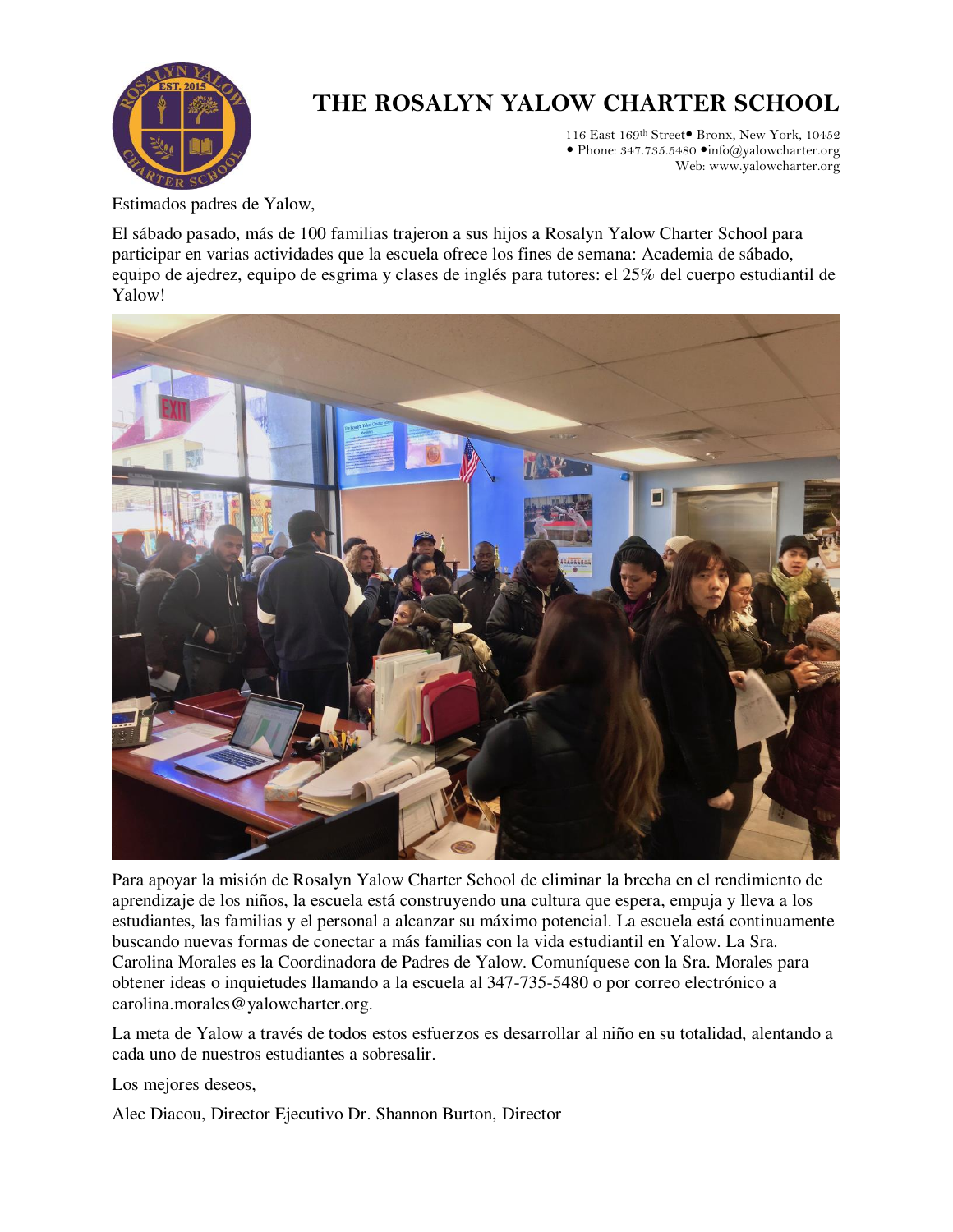# THE ROSALYN YALOW CHARTER SCHOOL

116 East 169th Street• Bronx, New York, 10452
• Phone: 347.735.5480 •info@yalowcharter.org
Web: www.yalowcharter.org

Estimados padres de Yalow,

El sábado pasado, más de 100 familias trajeron a sus hijos a Rosalyn Yalow Charter School para participar en varias actividades que la escuela ofrece los fines de semana: Academia de sábado, equipo de ajedrez, equipo de esgrima y clases de inglés para tutores: el 25% del cuerpo estudiantil de Yalow!

Para apoyar la misión de Rosalyn Yalow Charter School de eliminar la brecha en el rendimiento de aprendizaje de los niños, la escuela está construyendo una cultura que espera, empuja y lleva a los estudiantes, las familias y el personal a alcanzar su máximo potencial. La escuela está continuamente buscando nuevas formas de conectar a más familias con la vida estudiantil en Yalow. La Sra. Carolina Morales es la Coordinadora de Padres de Yalow. Comuníquese con la Sra. Morales para obtener ideas o inquietudes llamando a la escuela al 347-735-5480 o por correo electrónico a carolina.morales@yalowcharter.org.

La meta de Yalow a través de todos estos esfuerzos es desarrollar al niño en su totalidad, alentando a cada uno de nuestros estudiantes a sobresalir.

Los mejores deseos,

Alec Diacou, Director Ejecutivo Dr. Shannon Burton, Director